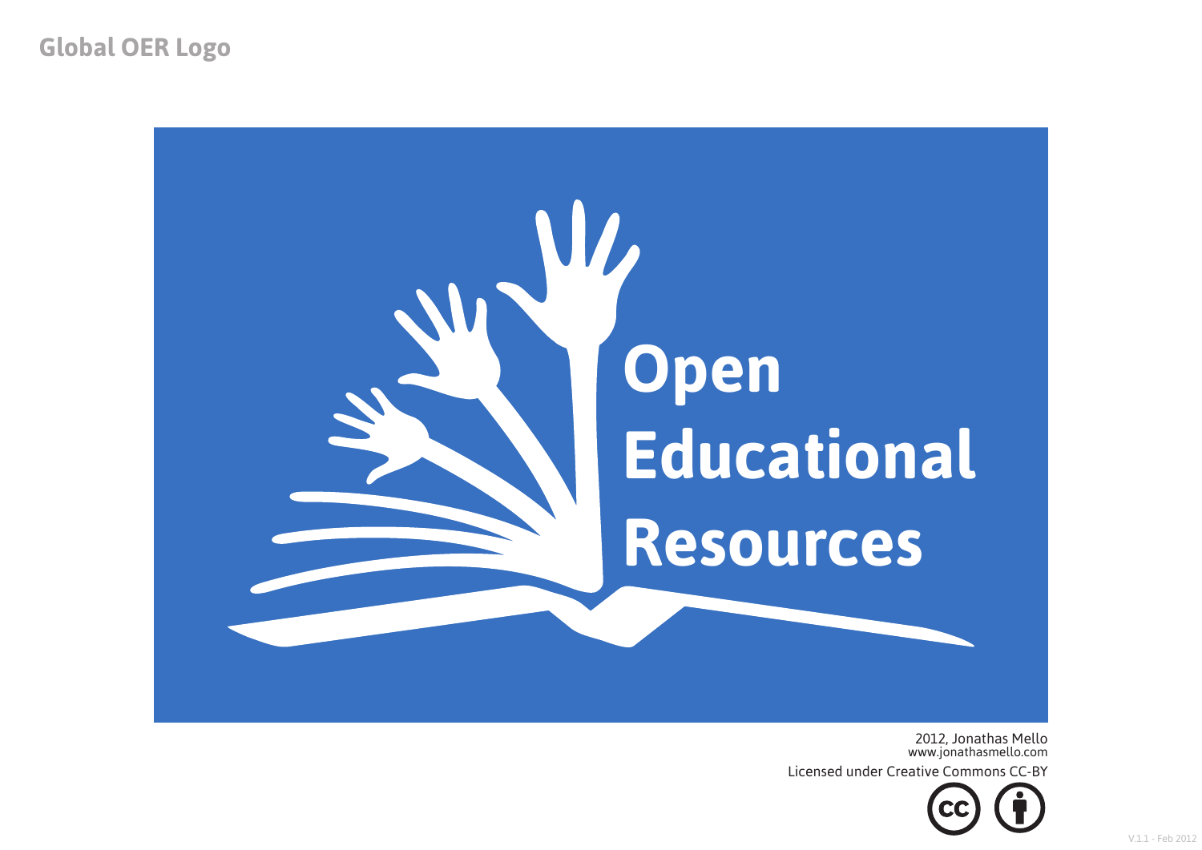# Global OER Logo

Open
Educational
Resources

2012, Jonathas Mello
www.jonathasmello.com

Licensed under Creative Commons CC-BY

V.1.1 - Feb 2012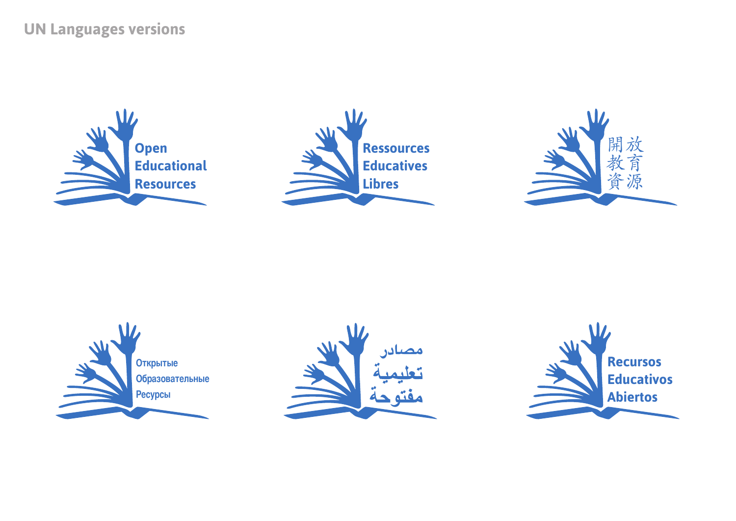## UN Languages versions

Open
Educational
Resources

Ressources
Educatives
Libres

開放
教育
資源

Открытые
Образовательные
Ресурсы

مصادر
تعليمية
مفتوحة

Recursos
Educativos
Abiertos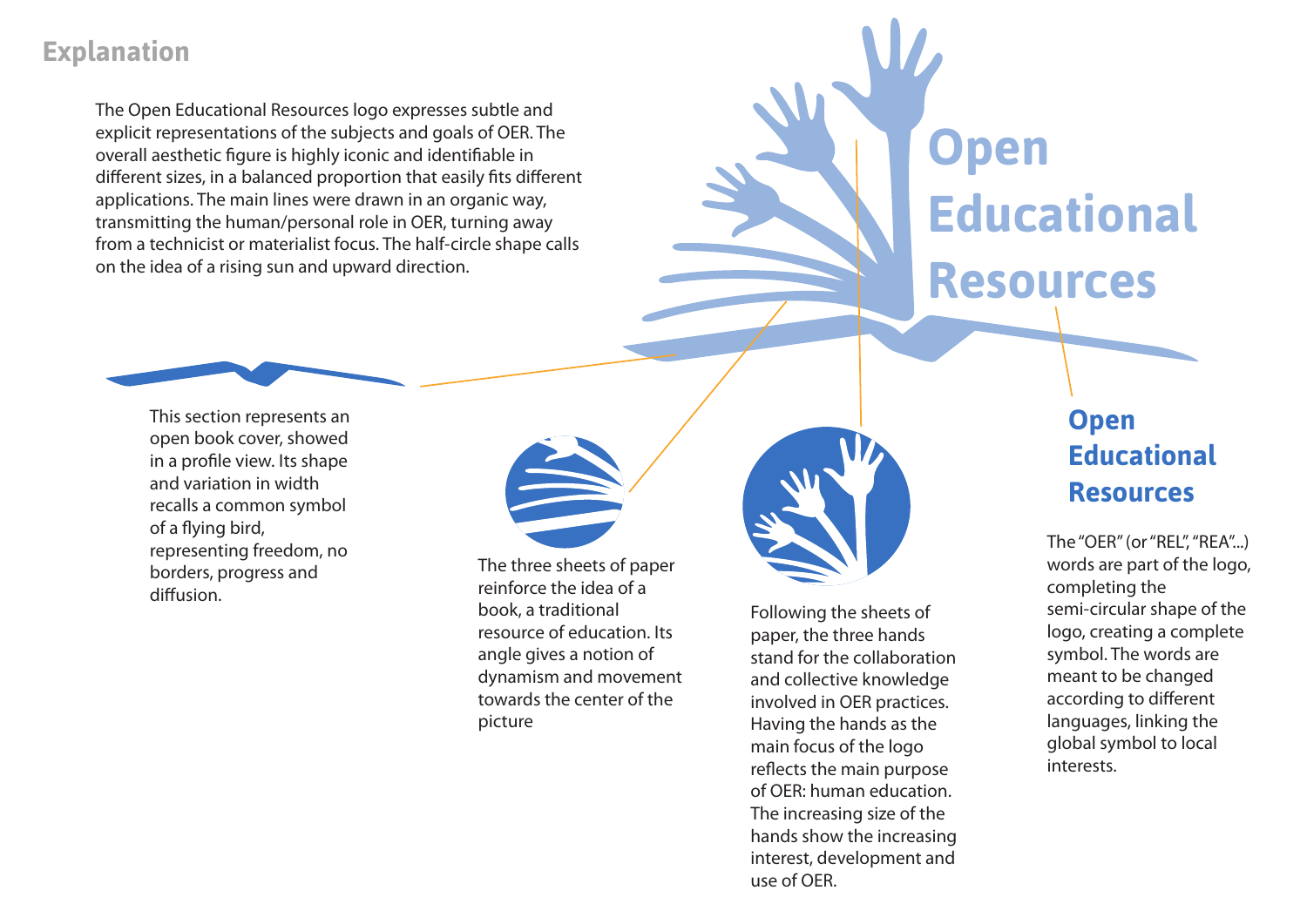## Explanation

The Open Educational Resources logo expresses subtle and explicit representations of the subjects and goals of OER. The overall aesthetic figure is highly iconic and identifiable in different sizes, in a balanced proportion that easily fits different applications. The main lines were drawn in an organic way, transmitting the human/personal role in OER, turning away from a technicist or materialist focus. The half-circle shape calls on the idea of a rising sun and upward direction.

Open Educational Resources

This section represents an open book cover, showed in a profile view. Its shape and variation in width recalls a common symbol of a flying bird, representing freedom, no borders, progress and diffusion.

The three sheets of paper reinforce the idea of a book, a traditional resource of education. Its angle gives a notion of dynamism and movement towards the center of the picture

Following the sheets of paper, the three hands stand for the collaboration and collective knowledge involved in OER practices. Having the hands as the main focus of the logo reflects the main purpose of OER: human education. The increasing size of the hands show the increasing interest, development and use of OER.

**Open Educational Resources**

The "OER" (or "REL", "REA"...) words are part of the logo, completing the semi-circular shape of the logo, creating a complete symbol. The words are meant to be changed according to different languages, linking the global symbol to local interests.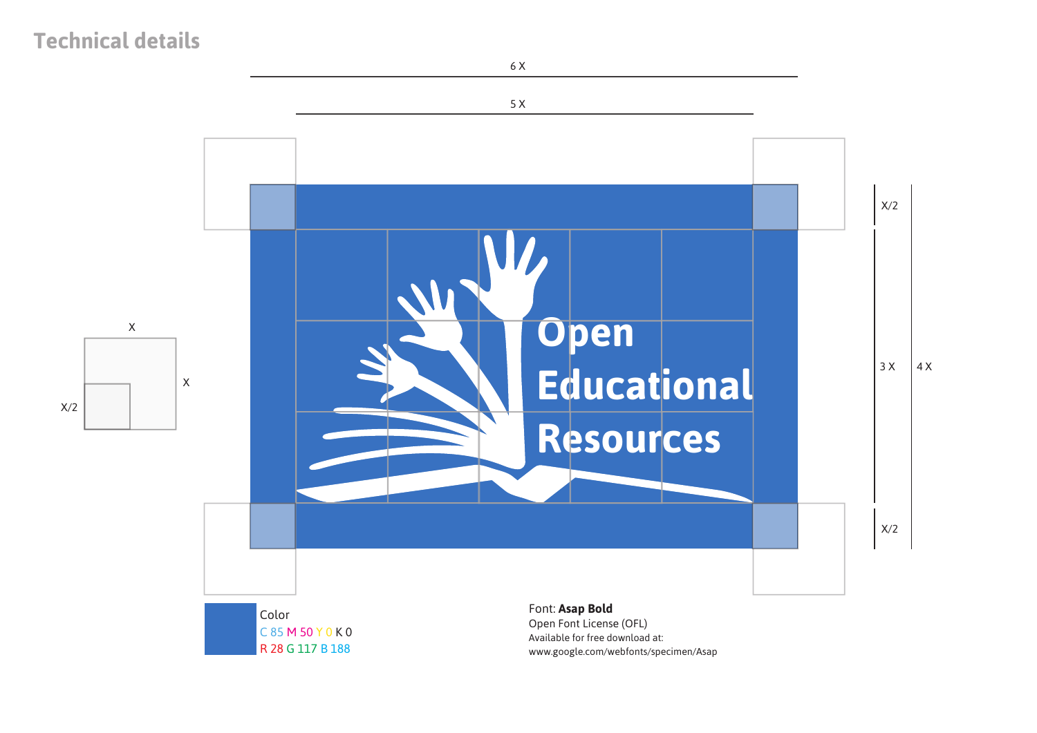## Technical details

6 X

5 X

X

X

X/2

X/2

3 X

4 X

X/2

Open Educational Resources

Color
C 85 M 50 Y 0 K 0
R 28 G 117 B 188

Font: **Asap Bold**
Open Font License (OFL)
Available for free download at:
www.google.com/webfonts/specimen/Asap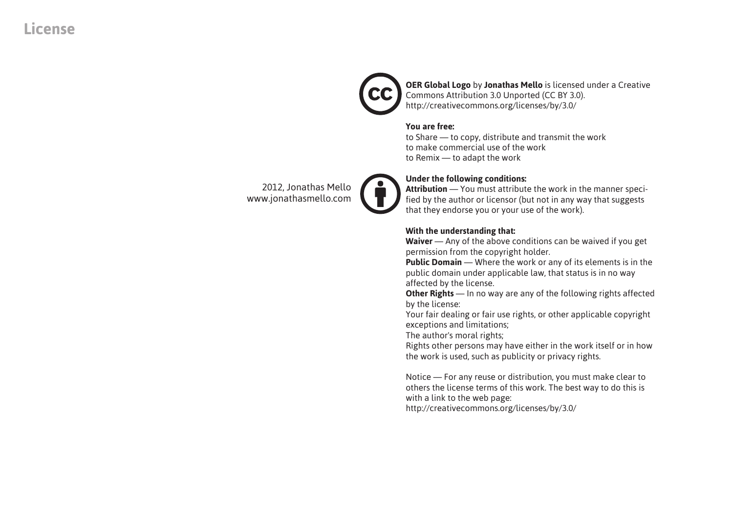# License

**OER Global Logo** by **Jonathas Mello** is licensed under a Creative Commons Attribution 3.0 Unported (CC BY 3.0).
http://creativecommons.org/licenses/by/3.0/

**You are free:**
to Share — to copy, distribute and transmit the work
to make commercial use of the work
to Remix — to adapt the work

2012, Jonathas Mello
www.jonathasmello.com

**Under the following conditions:**
**Attribution** — You must attribute the work in the manner specified by the author or licensor (but not in any way that suggests that they endorse you or your use of the work).

**With the understanding that:**
**Waiver** — Any of the above conditions can be waived if you get permission from the copyright holder.
**Public Domain** — Where the work or any of its elements is in the public domain under applicable law, that status is in no way affected by the license.
**Other Rights** — In no way are any of the following rights affected by the license:
Your fair dealing or fair use rights, or other applicable copyright exceptions and limitations;
The author's moral rights;
Rights other persons may have either in the work itself or in how the work is used, such as publicity or privacy rights.

Notice — For any reuse or distribution, you must make clear to others the license terms of this work. The best way to do this is with a link to the web page:
http://creativecommons.org/licenses/by/3.0/